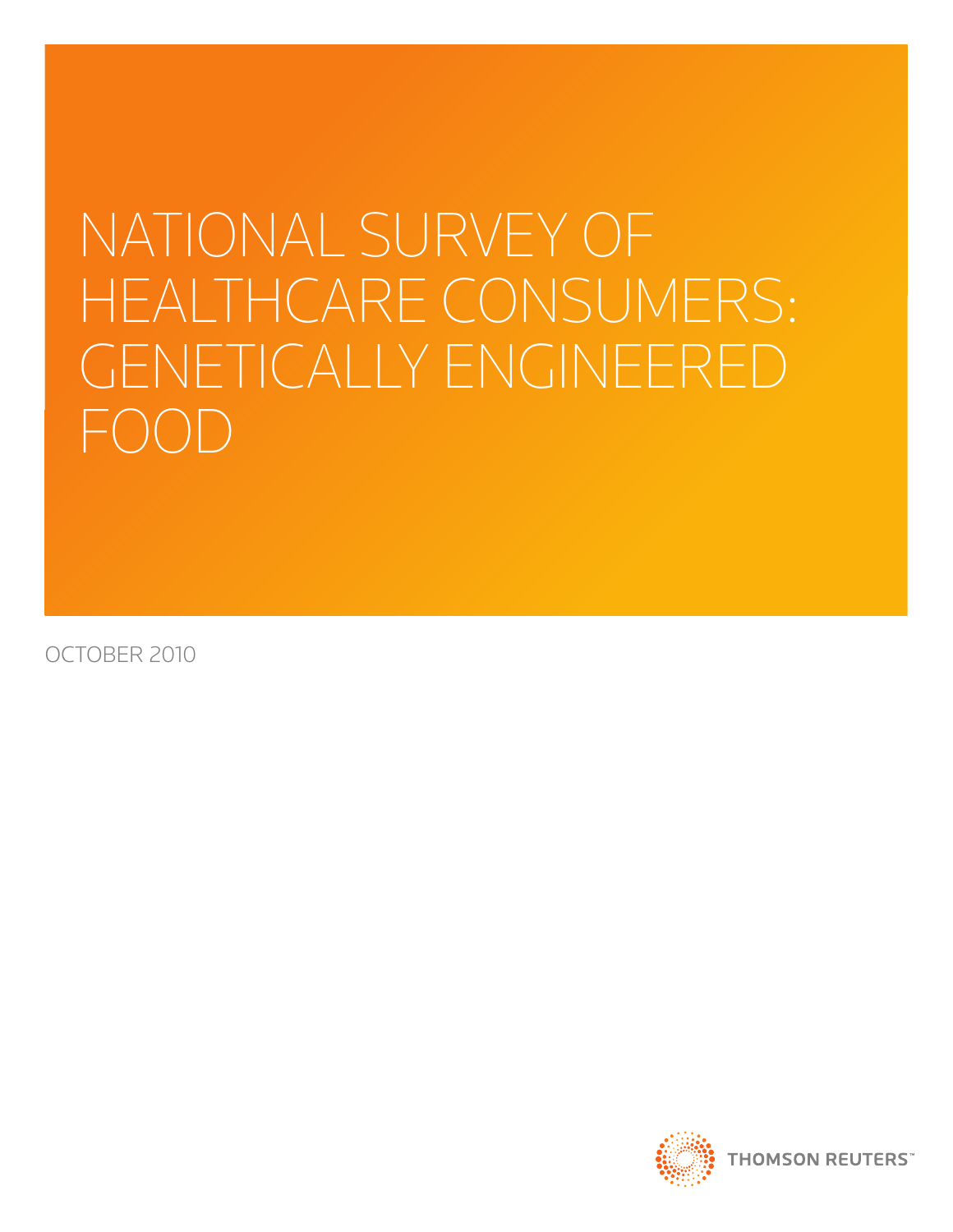# NATIONAL SURVEY OF HEALTHCARE CONSUMERS: GENETICALLY ENGINEERED FOOD

OCTOBER 2010

THOMSON REUTERS™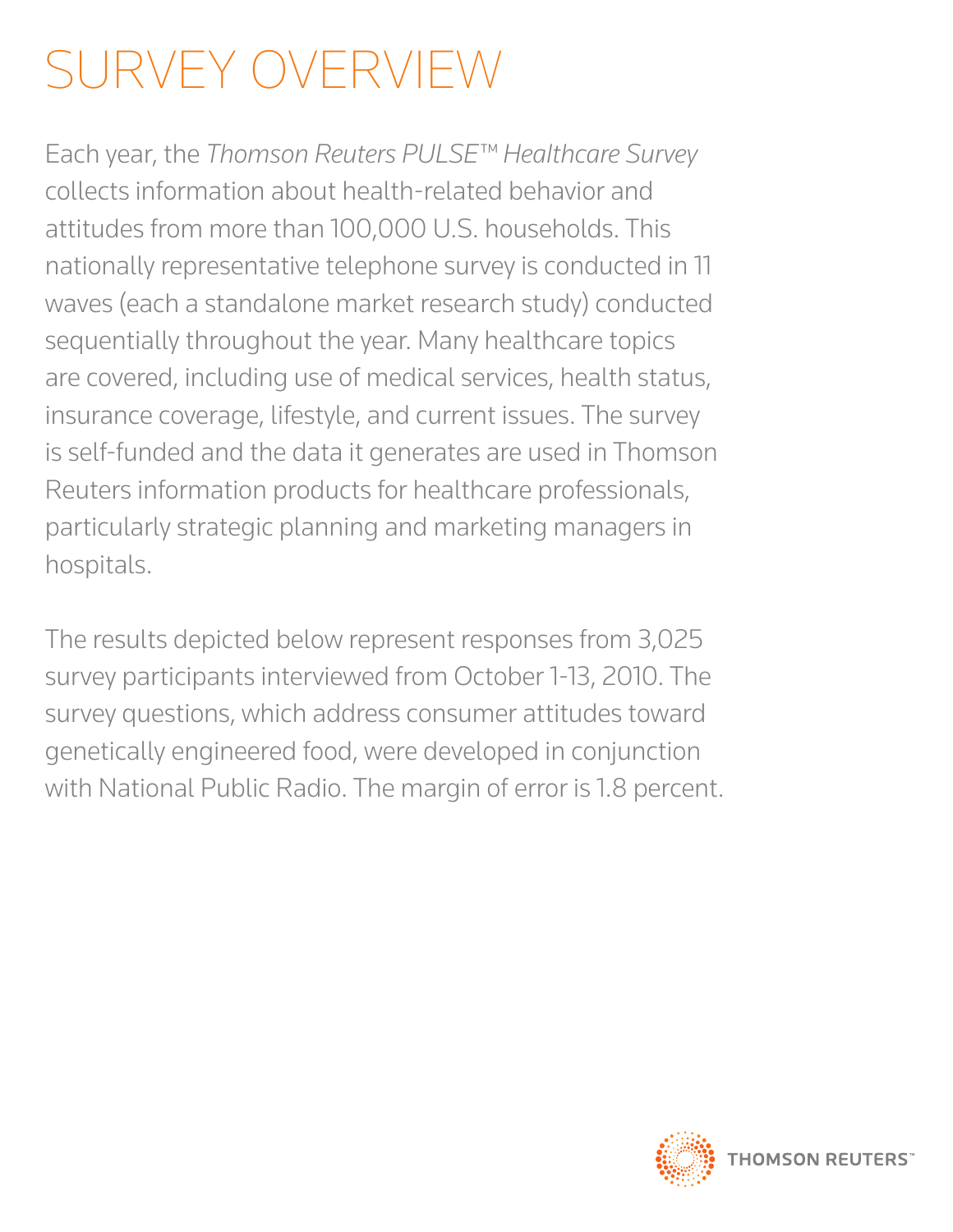# SURVEY OVERVIEW

Each year, the *Thomson Reuters PULSE™ Healthcare Survey* collects information about health-related behavior and attitudes from more than 100,000 U.S. households. This nationally representative telephone survey is conducted in 11 waves (each a standalone market research study) conducted sequentially throughout the year. Many healthcare topics are covered, including use of medical services, health status, insurance coverage, lifestyle, and current issues. The survey is self-funded and the data it generates are used in Thomson Reuters information products for healthcare professionals, particularly strategic planning and marketing managers in hospitals.

The results depicted below represent responses from 3,025 survey participants interviewed from October 1-13, 2010. The survey questions, which address consumer attitudes toward genetically engineered food, were developed in conjunction with National Public Radio. The margin of error is 1.8 percent.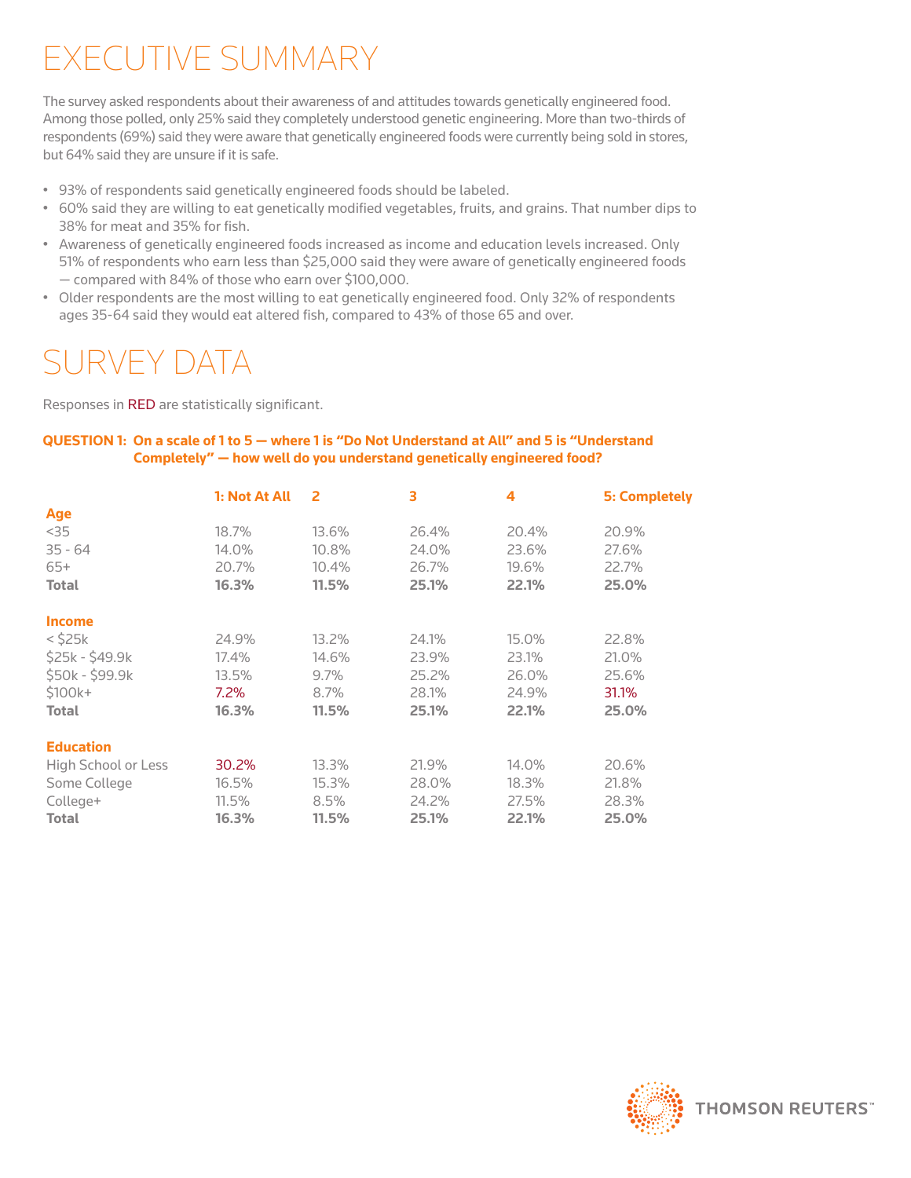# EXECUTIVE SUMMARY

The survey asked respondents about their awareness of and attitudes towards genetically engineered food. Among those polled, only 25% said they completely understood genetic engineering. More than two-thirds of respondents (69%) said they were aware that genetically engineered foods were currently being sold in stores, but 64% said they are unsure if it is safe.

- 93% of respondents said genetically engineered foods should be labeled.
- 60% said they are willing to eat genetically modified vegetables, fruits, and grains. That number dips to 38% for meat and 35% for fish.
- Awareness of genetically engineered foods increased as income and education levels increased. Only 51% of respondents who earn less than $25,000 said they were aware of genetically engineered foods — compared with 84% of those who earn over $100,000.
- Older respondents are the most willing to eat genetically engineered food. Only 32% of respondents ages 35-64 said they would eat altered fish, compared to 43% of those 65 and over.

# SURVEY DATA

Responses in RED are statistically significant.

**QUESTION 1: On a scale of 1 to 5 — where 1 is "Do Not Understand at All" and 5 is "Understand Completely" — how well do you understand genetically engineered food?**

| | 1: Not At All | 2 | 3 | 4 | 5: Completely |
|---|---|---|---|---|---|
| **Age** | | | | | |
| <35 | 18.7% | 13.6% | 26.4% | 20.4% | 20.9% |
| 35 - 64 | 14.0% | 10.8% | 24.0% | 23.6% | 27.6% |
| 65+ | 20.7% | 10.4% | 26.7% | 19.6% | 22.7% |
| **Total** | **16.3%** | **11.5%** | **25.1%** | **22.1%** | **25.0%** |
| **Income** | | | | | |
| < $25k | 24.9% | 13.2% | 24.1% | 15.0% | 22.8% |
| $25k - $49.9k | 17.4% | 14.6% | 23.9% | 23.1% | 21.0% |
| $50k - $99.9k | 13.5% | 9.7% | 25.2% | 26.0% | 25.6% |
| $100k+ | 7.2% | 8.7% | 28.1% | 24.9% | 31.1% |
| **Total** | **16.3%** | **11.5%** | **25.1%** | **22.1%** | **25.0%** |
| **Education** | | | | | |
| High School or Less | 30.2% | 13.3% | 21.9% | 14.0% | 20.6% |
| Some College | 16.5% | 15.3% | 28.0% | 18.3% | 21.8% |
| College+ | 11.5% | 8.5% | 24.2% | 27.5% | 28.3% |
| **Total** | **16.3%** | **11.5%** | **25.1%** | **22.1%** | **25.0%** |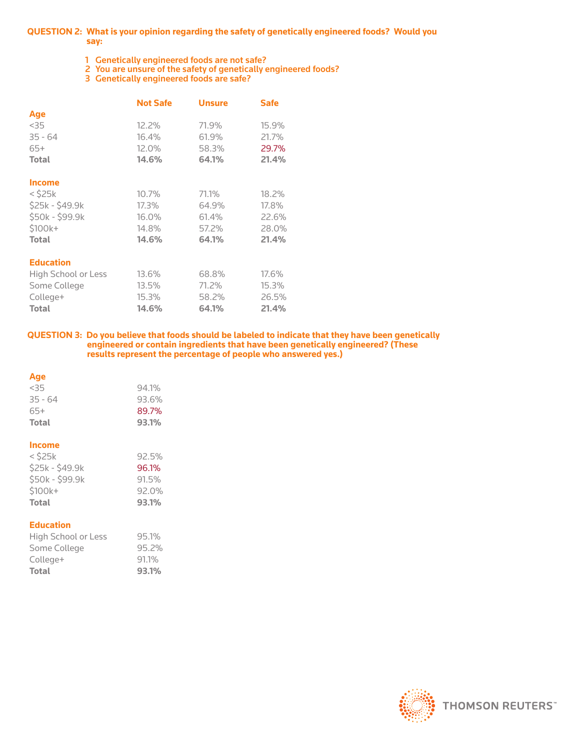**QUESTION 2: What is your opinion regarding the safety of genetically engineered foods? Would you say:**

1. **Genetically engineered foods are not safe?**
2. **You are unsure of the safety of genetically engineered foods?**
3. **Genetically engineered foods are safe?**

| | Not Safe | Unsure | Safe |
|---|---|---|---|
| **Age** | | | |
| <35 | 12.2% | 71.9% | 15.9% |
| 35 - 64 | 16.4% | 61.9% | 21.7% |
| 65+ | 12.0% | 58.3% | 29.7% |
| **Total** | **14.6%** | **64.1%** | **21.4%** |
| **Income** | | | |
| < $25k | 10.7% | 71.1% | 18.2% |
| $25k - $49.9k | 17.3% | 64.9% | 17.8% |
| $50k - $99.9k | 16.0% | 61.4% | 22.6% |
| $100k+ | 14.8% | 57.2% | 28.0% |
| **Total** | **14.6%** | **64.1%** | **21.4%** |
| **Education** | | | |
| High School or Less | 13.6% | 68.8% | 17.6% |
| Some College | 13.5% | 71.2% | 15.3% |
| College+ | 15.3% | 58.2% | 26.5% |
| **Total** | **14.6%** | **64.1%** | **21.4%** |

**QUESTION 3: Do you believe that foods should be labeled to indicate that they have been genetically engineered or contain ingredients that have been genetically engineered? (These results represent the percentage of people who answered yes.)**

| | |
|---|---|
| **Age** | |
| <35 | 94.1% |
| 35 - 64 | 93.6% |
| 65+ | 89.7% |
| **Total** | **93.1%** |
| **Income** | |
| < $25k | 92.5% |
| $25k - $49.9k | 96.1% |
| $50k - $99.9k | 91.5% |
| $100k+ | 92.0% |
| **Total** | **93.1%** |
| **Education** | |
| High School or Less | 95.1% |
| Some College | 95.2% |
| College+ | 91.1% |
| **Total** | **93.1%** |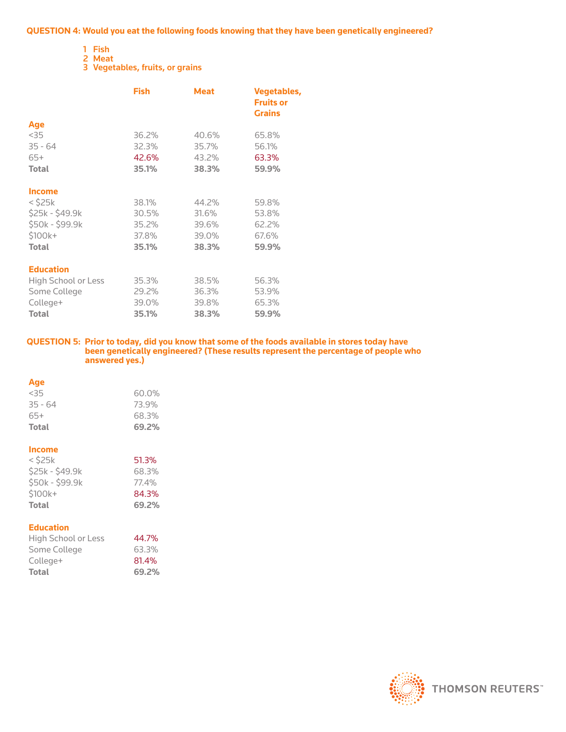**QUESTION 4: Would you eat the following foods knowing that they have been genetically engineered?**

1 Fish
2 Meat
3 Vegetables, fruits, or grains

| | Fish | Meat | Vegetables, Fruits or Grains |
|---|---|---|---|
| **Age** | | | |
| <35 | 36.2% | 40.6% | 65.8% |
| 35 - 64 | 32.3% | 35.7% | 56.1% |
| 65+ | 42.6% | 43.2% | 63.3% |
| **Total** | **35.1%** | **38.3%** | **59.9%** |
| **Income** | | | |
| < $25k | 38.1% | 44.2% | 59.8% |
| $25k - $49.9k | 30.5% | 31.6% | 53.8% |
| $50k - $99.9k | 35.2% | 39.6% | 62.2% |
| $100k+ | 37.8% | 39.0% | 67.6% |
| **Total** | **35.1%** | **38.3%** | **59.9%** |
| **Education** | | | |
| High School or Less | 35.3% | 38.5% | 56.3% |
| Some College | 29.2% | 36.3% | 53.9% |
| College+ | 39.0% | 39.8% | 65.3% |
| **Total** | **35.1%** | **38.3%** | **59.9%** |

**QUESTION 5: Prior to today, did you know that some of the foods available in stores today have been genetically engineered? (These results represent the percentage of people who answered yes.)**

| | |
|---|---|
| **Age** | |
| <35 | 60.0% |
| 35 - 64 | 73.9% |
| 65+ | 68.3% |
| **Total** | **69.2%** |
| **Income** | |
| < $25k | 51.3% |
| $25k - $49.9k | 68.3% |
| $50k - $99.9k | 77.4% |
| $100k+ | 84.3% |
| **Total** | **69.2%** |
| **Education** | |
| High School or Less | 44.7% |
| Some College | 63.3% |
| College+ | 81.4% |
| **Total** | **69.2%** |

THOMSON REUTERS™